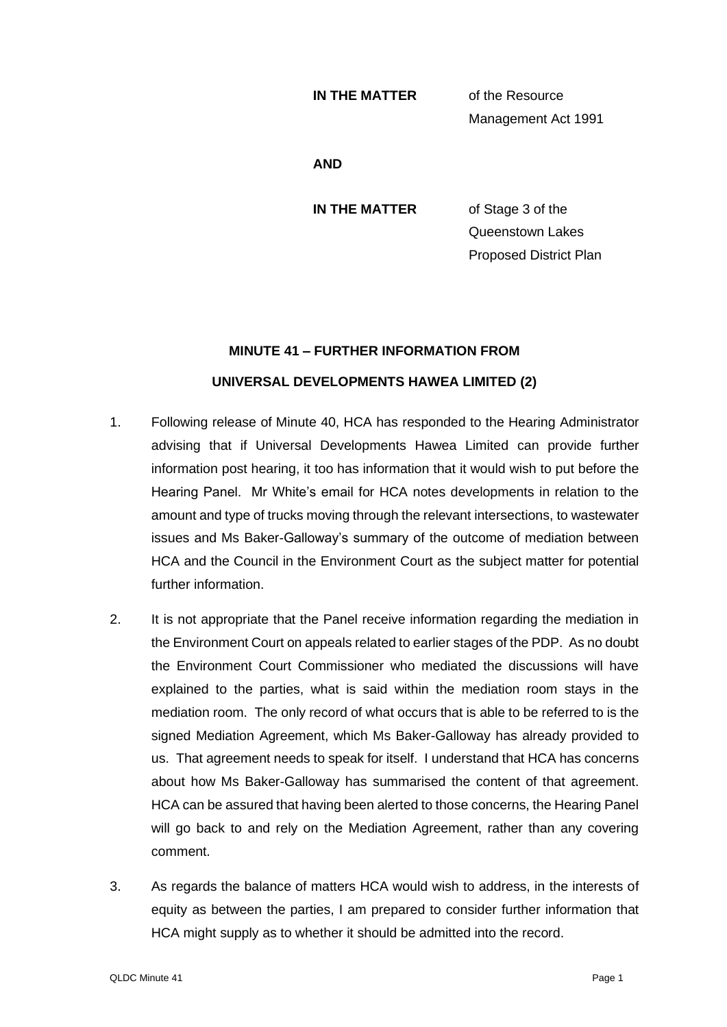**IN THE MATTER** of the Resource Management Act 1991

**AND**

**IN THE MATTER** of Stage 3 of the Queenstown Lakes Proposed District Plan

**MINUTE 41 – FURTHER INFORMATION FROM UNIVERSAL DEVELOPMENTS HAWEA LIMITED (2)**

1. Following release of Minute 40, HCA has responded to the Hearing Administrator advising that if Universal Developments Hawea Limited can provide further information post hearing, it too has information that it would wish to put before the Hearing Panel. Mr White's email for HCA notes developments in relation to the amount and type of trucks moving through the relevant intersections, to wastewater issues and Ms Baker-Galloway's summary of the outcome of mediation between HCA and the Council in the Environment Court as the subject matter for potential further information.

2. It is not appropriate that the Panel receive information regarding the mediation in the Environment Court on appeals related to earlier stages of the PDP. As no doubt the Environment Court Commissioner who mediated the discussions will have explained to the parties, what is said within the mediation room stays in the mediation room. The only record of what occurs that is able to be referred to is the signed Mediation Agreement, which Ms Baker-Galloway has already provided to us. That agreement needs to speak for itself. I understand that HCA has concerns about how Ms Baker-Galloway has summarised the content of that agreement. HCA can be assured that having been alerted to those concerns, the Hearing Panel will go back to and rely on the Mediation Agreement, rather than any covering comment.

3. As regards the balance of matters HCA would wish to address, in the interests of equity as between the parties, I am prepared to consider further information that HCA might supply as to whether it should be admitted into the record.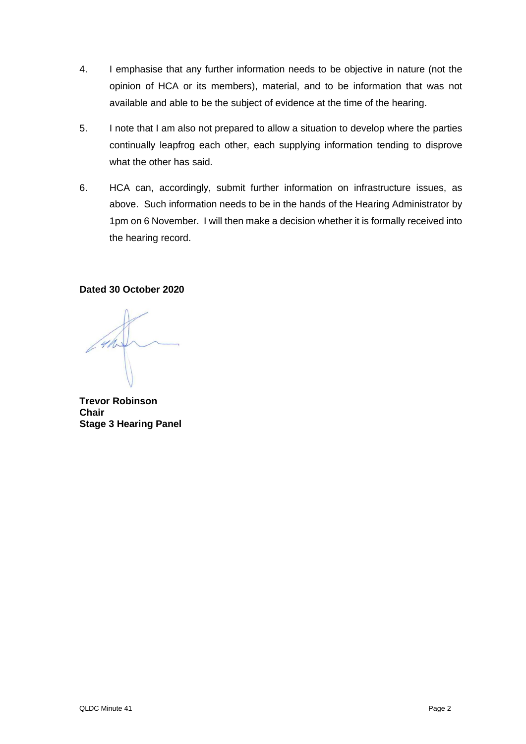4. I emphasise that any further information needs to be objective in nature (not the opinion of HCA or its members), material, and to be information that was not available and able to be the subject of evidence at the time of the hearing.

5. I note that I am also not prepared to allow a situation to develop where the parties continually leapfrog each other, each supplying information tending to disprove what the other has said.

6. HCA can, accordingly, submit further information on infrastructure issues, as above. Such information needs to be in the hands of the Hearing Administrator by 1pm on 6 November. I will then make a decision whether it is formally received into the hearing record.

**Dated 30 October 2020**

**Trevor Robinson**
**Chair**
**Stage 3 Hearing Panel**